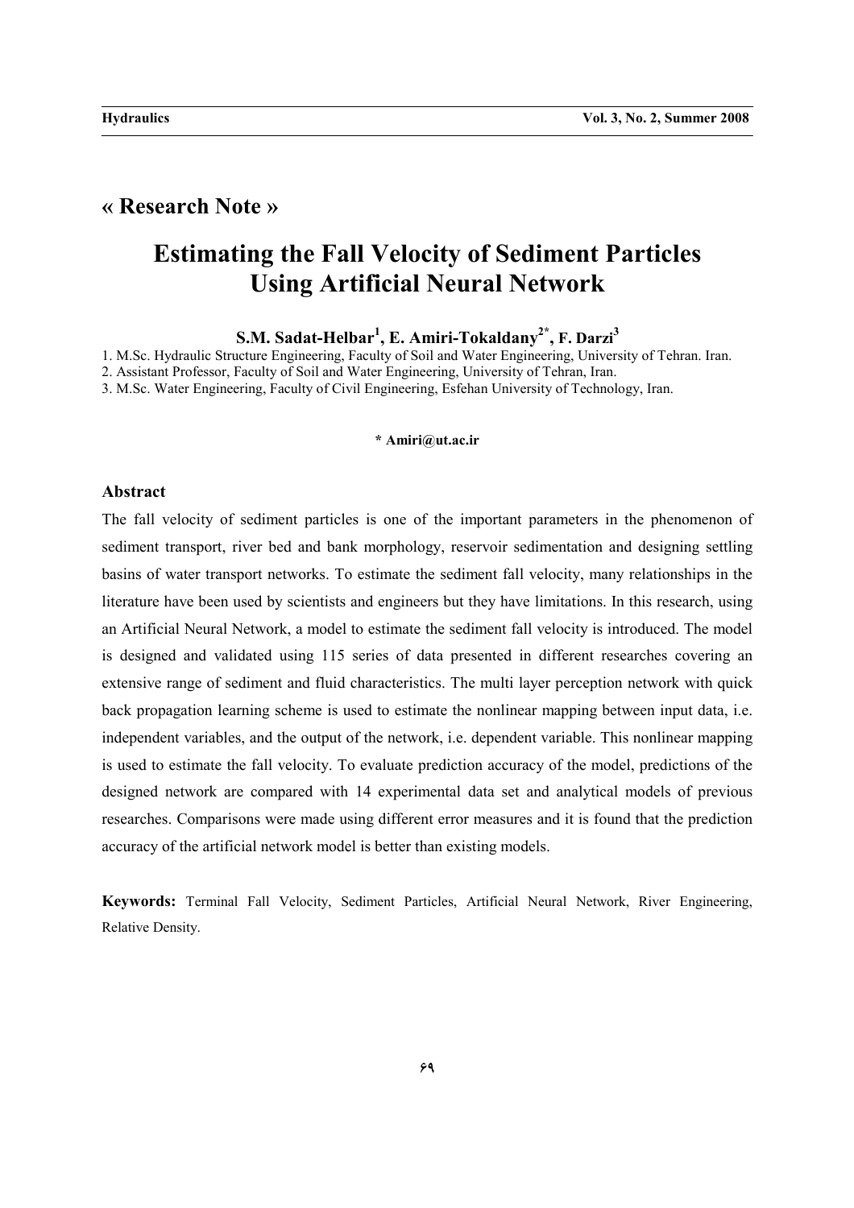## « Research Note »

# Estimating the Fall Velocity of Sediment Particles Using Artificial Neural Network

**S.M. Sadat-Helbar[1], E. Amiri-Tokaldany[2*], F. Darzi[3]**

1. M.Sc. Hydraulic Structure Engineering, Faculty of Soil and Water Engineering, University of Tehran. Iran.
2. Assistant Professor, Faculty of Soil and Water Engineering, University of Tehran, Iran.
3. M.Sc. Water Engineering, Faculty of Civil Engineering, Esfehan University of Technology, Iran.

**\* Amiri@ut.ac.ir**

### Abstract

The fall velocity of sediment particles is one of the important parameters in the phenomenon of sediment transport, river bed and bank morphology, reservoir sedimentation and designing settling basins of water transport networks. To estimate the sediment fall velocity, many relationships in the literature have been used by scientists and engineers but they have limitations. In this research, using an Artificial Neural Network, a model to estimate the sediment fall velocity is introduced. The model is designed and validated using 115 series of data presented in different researches covering an extensive range of sediment and fluid characteristics. The multi layer perception network with quick back propagation learning scheme is used to estimate the nonlinear mapping between input data, i.e. independent variables, and the output of the network, i.e. dependent variable. This nonlinear mapping is used to estimate the fall velocity. To evaluate prediction accuracy of the model, predictions of the designed network are compared with 14 experimental data set and analytical models of previous researches. Comparisons were made using different error measures and it is found that the prediction accuracy of the artificial network model is better than existing models.

**Keywords:** Terminal Fall Velocity, Sediment Particles, Artificial Neural Network, River Engineering, Relative Density.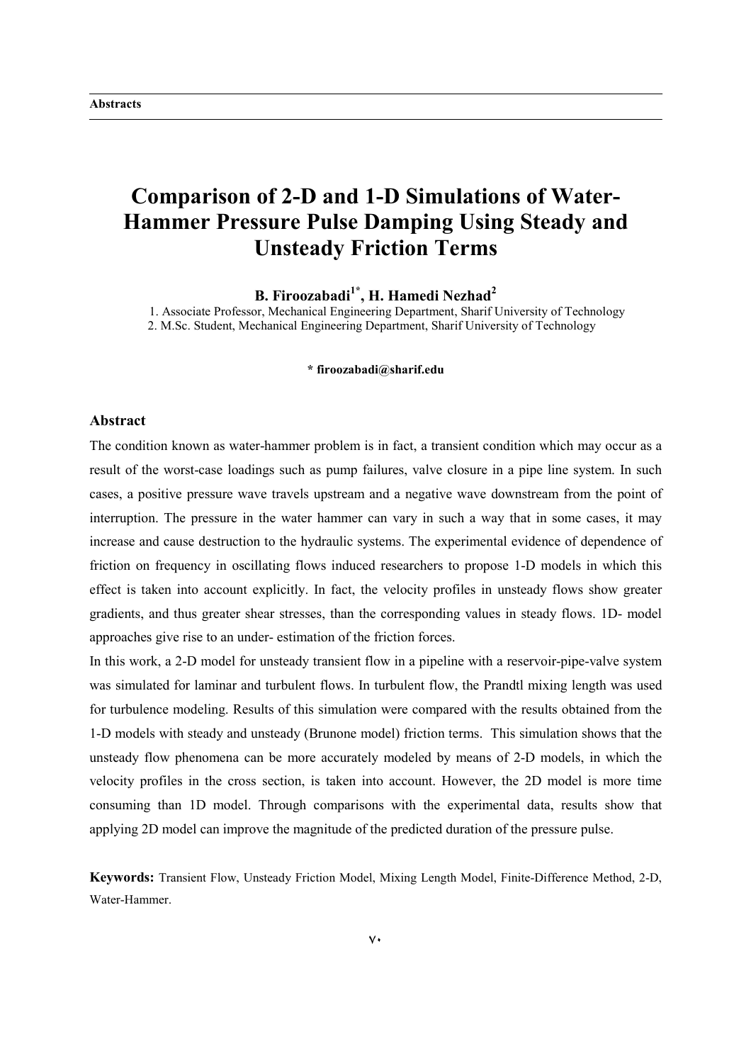# Comparison of 2-D and 1-D Simulations of Water-Hammer Pressure Pulse Damping Using Steady and Unsteady Friction Terms

**B. Firoozabadi[1*], H. Hamedi Nezhad[2]**

1. Associate Professor, Mechanical Engineering Department, Sharif University of Technology
2. M.Sc. Student, Mechanical Engineering Department, Sharif University of Technology

**\* firoozabadi@sharif.edu**

## Abstract

The condition known as water-hammer problem is in fact, a transient condition which may occur as a result of the worst-case loadings such as pump failures, valve closure in a pipe line system. In such cases, a positive pressure wave travels upstream and a negative wave downstream from the point of interruption. The pressure in the water hammer can vary in such a way that in some cases, it may increase and cause destruction to the hydraulic systems. The experimental evidence of dependence of friction on frequency in oscillating flows induced researchers to propose 1-D models in which this effect is taken into account explicitly. In fact, the velocity profiles in unsteady flows show greater gradients, and thus greater shear stresses, than the corresponding values in steady flows. 1D- model approaches give rise to an under- estimation of the friction forces.

In this work, a 2-D model for unsteady transient flow in a pipeline with a reservoir-pipe-valve system was simulated for laminar and turbulent flows. In turbulent flow, the Prandtl mixing length was used for turbulence modeling. Results of this simulation were compared with the results obtained from the 1-D models with steady and unsteady (Brunone model) friction terms. This simulation shows that the unsteady flow phenomena can be more accurately modeled by means of 2-D models, in which the velocity profiles in the cross section, is taken into account. However, the 2D model is more time consuming than 1D model. Through comparisons with the experimental data, results show that applying 2D model can improve the magnitude of the predicted duration of the pressure pulse.

**Keywords:** Transient Flow, Unsteady Friction Model, Mixing Length Model, Finite-Difference Method, 2-D, Water-Hammer.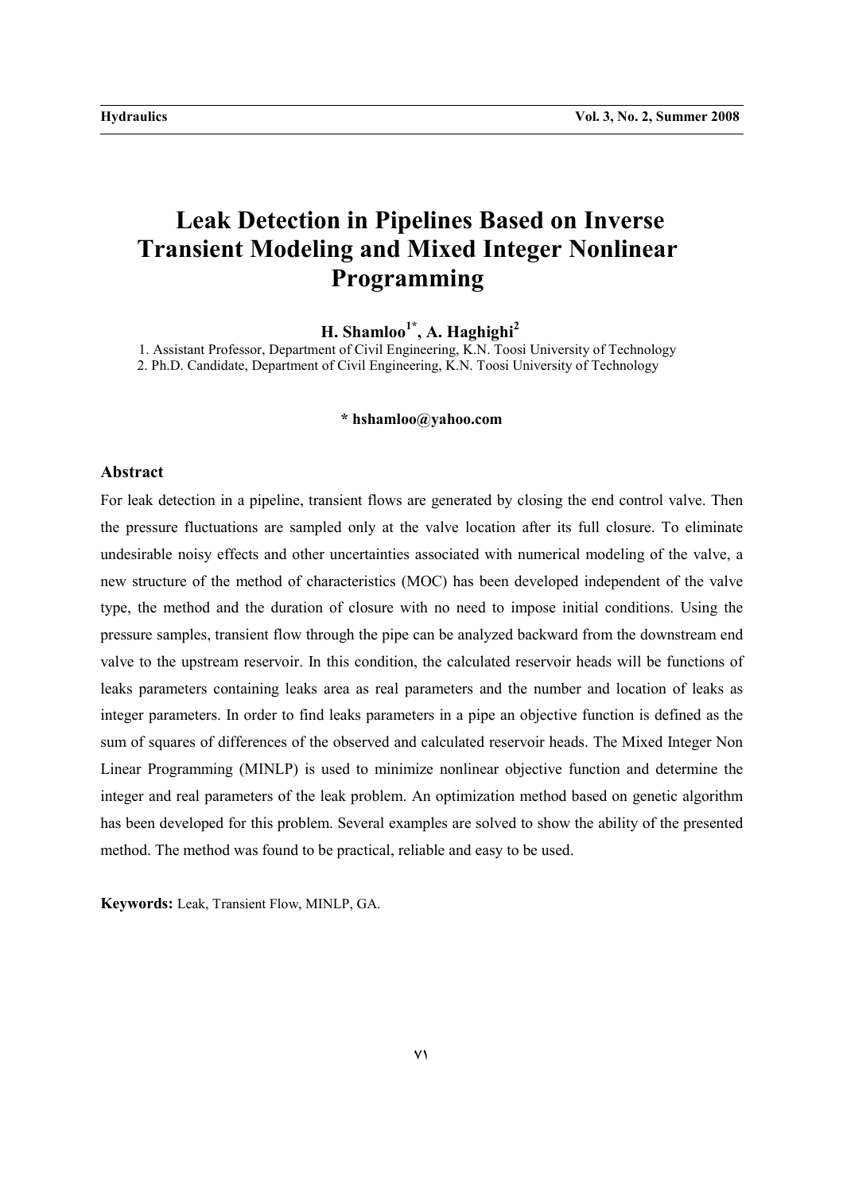# Leak Detection in Pipelines Based on Inverse Transient Modeling and Mixed Integer Nonlinear Programming

**H. Shamloo[1*], A. Haghighi[2]**

1. Assistant Professor, Department of Civil Engineering, K.N. Toosi University of Technology
2. Ph.D. Candidate, Department of Civil Engineering, K.N. Toosi University of Technology

**\* hshamloo@yahoo.com**

## Abstract

For leak detection in a pipeline, transient flows are generated by closing the end control valve. Then the pressure fluctuations are sampled only at the valve location after its full closure. To eliminate undesirable noisy effects and other uncertainties associated with numerical modeling of the valve, a new structure of the method of characteristics (MOC) has been developed independent of the valve type, the method and the duration of closure with no need to impose initial conditions. Using the pressure samples, transient flow through the pipe can be analyzed backward from the downstream end valve to the upstream reservoir. In this condition, the calculated reservoir heads will be functions of leaks parameters containing leaks area as real parameters and the number and location of leaks as integer parameters. In order to find leaks parameters in a pipe an objective function is defined as the sum of squares of differences of the observed and calculated reservoir heads. The Mixed Integer Non Linear Programming (MINLP) is used to minimize nonlinear objective function and determine the integer and real parameters of the leak problem. An optimization method based on genetic algorithm has been developed for this problem. Several examples are solved to show the ability of the presented method. The method was found to be practical, reliable and easy to be used.

**Keywords:** Leak, Transient Flow, MINLP, GA.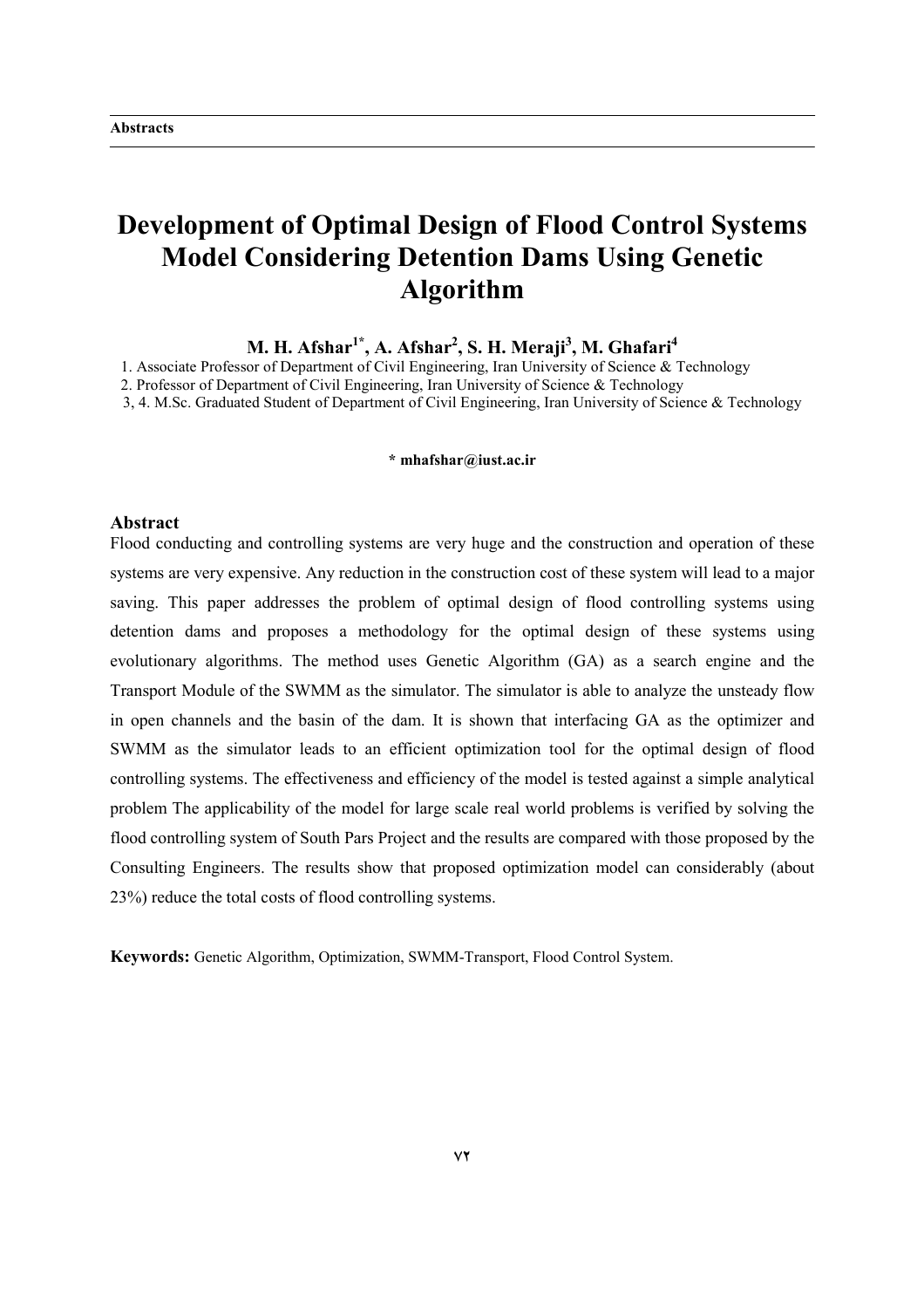# Development of Optimal Design of Flood Control Systems Model Considering Detention Dams Using Genetic Algorithm

**M. H. Afshar[1*], A. Afshar[2], S. H. Meraji[3], M. Ghafari[4]**

1. Associate Professor of Department of Civil Engineering, Iran University of Science & Technology
2. Professor of Department of Civil Engineering, Iran University of Science & Technology
3, 4. M.Sc. Graduated Student of Department of Civil Engineering, Iran University of Science & Technology

**\* mhafshar@iust.ac.ir**

## Abstract

Flood conducting and controlling systems are very huge and the construction and operation of these systems are very expensive. Any reduction in the construction cost of these system will lead to a major saving. This paper addresses the problem of optimal design of flood controlling systems using detention dams and proposes a methodology for the optimal design of these systems using evolutionary algorithms. The method uses Genetic Algorithm (GA) as a search engine and the Transport Module of the SWMM as the simulator. The simulator is able to analyze the unsteady flow in open channels and the basin of the dam. It is shown that interfacing GA as the optimizer and SWMM as the simulator leads to an efficient optimization tool for the optimal design of flood controlling systems. The effectiveness and efficiency of the model is tested against a simple analytical problem The applicability of the model for large scale real world problems is verified by solving the flood controlling system of South Pars Project and the results are compared with those proposed by the Consulting Engineers. The results show that proposed optimization model can considerably (about 23%) reduce the total costs of flood controlling systems.

**Keywords:** Genetic Algorithm, Optimization, SWMM-Transport, Flood Control System.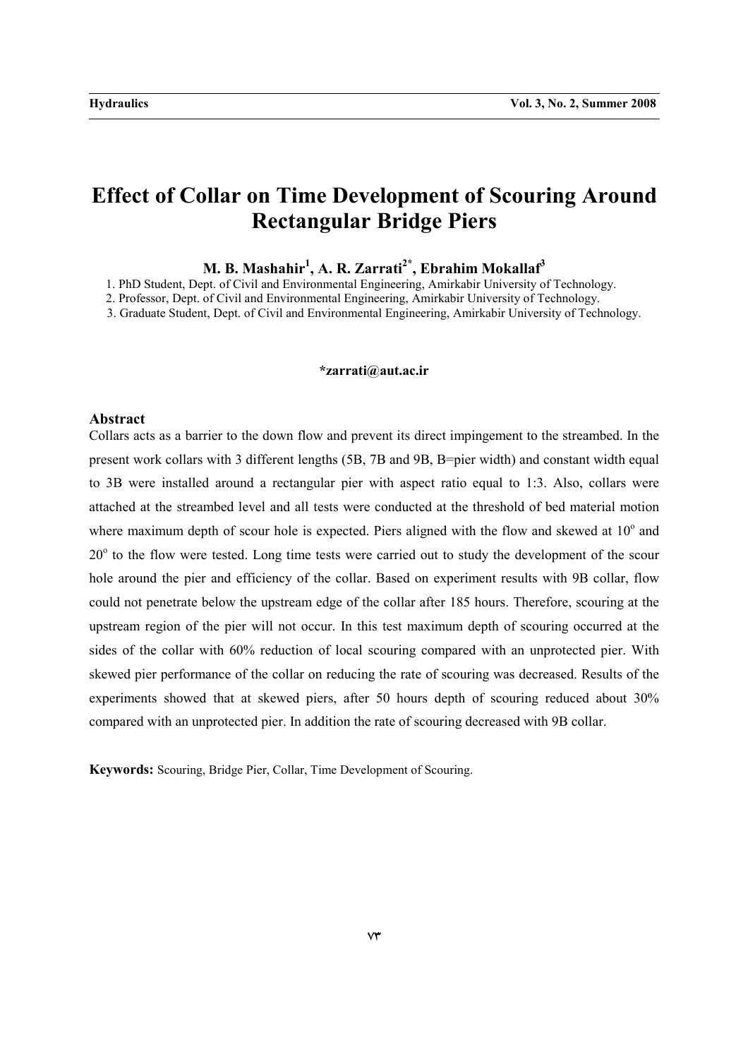# Effect of Collar on Time Development of Scouring Around Rectangular Bridge Piers

**M. B. Mashahir[1], A. R. Zarrati[2*], Ebrahim Mokallaf[3]**

1. PhD Student, Dept. of Civil and Environmental Engineering, Amirkabir University of Technology.
2. Professor, Dept. of Civil and Environmental Engineering, Amirkabir University of Technology.
3. Graduate Student, Dept. of Civil and Environmental Engineering, Amirkabir University of Technology.

**\*zarrati@aut.ac.ir**

## Abstract

Collars acts as a barrier to the down flow and prevent its direct impingement to the streambed. In the present work collars with 3 different lengths (5B, 7B and 9B, B=pier width) and constant width equal to 3B were installed around a rectangular pier with aspect ratio equal to 1:3. Also, collars were attached at the streambed level and all tests were conducted at the threshold of bed material motion where maximum depth of scour hole is expected. Piers aligned with the flow and skewed at $10^o$ and $20^o$ to the flow were tested. Long time tests were carried out to study the development of the scour hole around the pier and efficiency of the collar. Based on experiment results with 9B collar, flow could not penetrate below the upstream edge of the collar after 185 hours. Therefore, scouring at the upstream region of the pier will not occur. In this test maximum depth of scouring occurred at the sides of the collar with 60% reduction of local scouring compared with an unprotected pier. With skewed pier performance of the collar on reducing the rate of scouring was decreased. Results of the experiments showed that at skewed piers, after 50 hours depth of scouring reduced about 30% compared with an unprotected pier. In addition the rate of scouring decreased with 9B collar.

**Keywords:** Scouring, Bridge Pier, Collar, Time Development of Scouring.